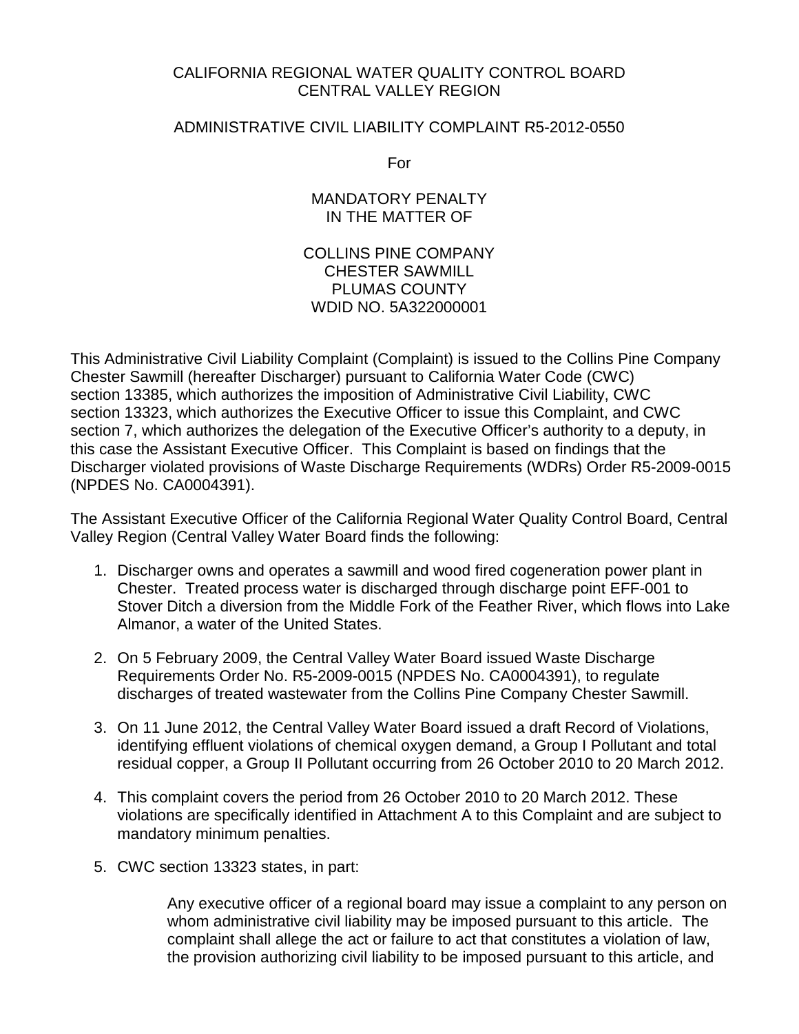# CALIFORNIA REGIONAL WATER QUALITY CONTROL BOARD
# CENTRAL VALLEY REGION

## ADMINISTRATIVE CIVIL LIABILITY COMPLAINT R5-2012-0550

For

## MANDATORY PENALTY
## IN THE MATTER OF

## COLLINS PINE COMPANY
## CHESTER SAWMILL
## PLUMAS COUNTY
## WDID NO. 5A322000001

This Administrative Civil Liability Complaint (Complaint) is issued to the Collins Pine Company Chester Sawmill (hereafter Discharger) pursuant to California Water Code (CWC) section 13385, which authorizes the imposition of Administrative Civil Liability, CWC section 13323, which authorizes the Executive Officer to issue this Complaint, and CWC section 7, which authorizes the delegation of the Executive Officer's authority to a deputy, in this case the Assistant Executive Officer. This Complaint is based on findings that the Discharger violated provisions of Waste Discharge Requirements (WDRs) Order R5-2009-0015 (NPDES No. CA0004391).

The Assistant Executive Officer of the California Regional Water Quality Control Board, Central Valley Region (Central Valley Water Board finds the following:

1. Discharger owns and operates a sawmill and wood fired cogeneration power plant in Chester. Treated process water is discharged through discharge point EFF-001 to Stover Ditch a diversion from the Middle Fork of the Feather River, which flows into Lake Almanor, a water of the United States.
2. On 5 February 2009, the Central Valley Water Board issued Waste Discharge Requirements Order No. R5-2009-0015 (NPDES No. CA0004391), to regulate discharges of treated wastewater from the Collins Pine Company Chester Sawmill.
3. On 11 June 2012, the Central Valley Water Board issued a draft Record of Violations, identifying effluent violations of chemical oxygen demand, a Group I Pollutant and total residual copper, a Group II Pollutant occurring from 26 October 2010 to 20 March 2012.
4. This complaint covers the period from 26 October 2010 to 20 March 2012. These violations are specifically identified in Attachment A to this Complaint and are subject to mandatory minimum penalties.
5. CWC section 13323 states, in part:

   > Any executive officer of a regional board may issue a complaint to any person on whom administrative civil liability may be imposed pursuant to this article. The complaint shall allege the act or failure to act that constitutes a violation of law, the provision authorizing civil liability to be imposed pursuant to this article, and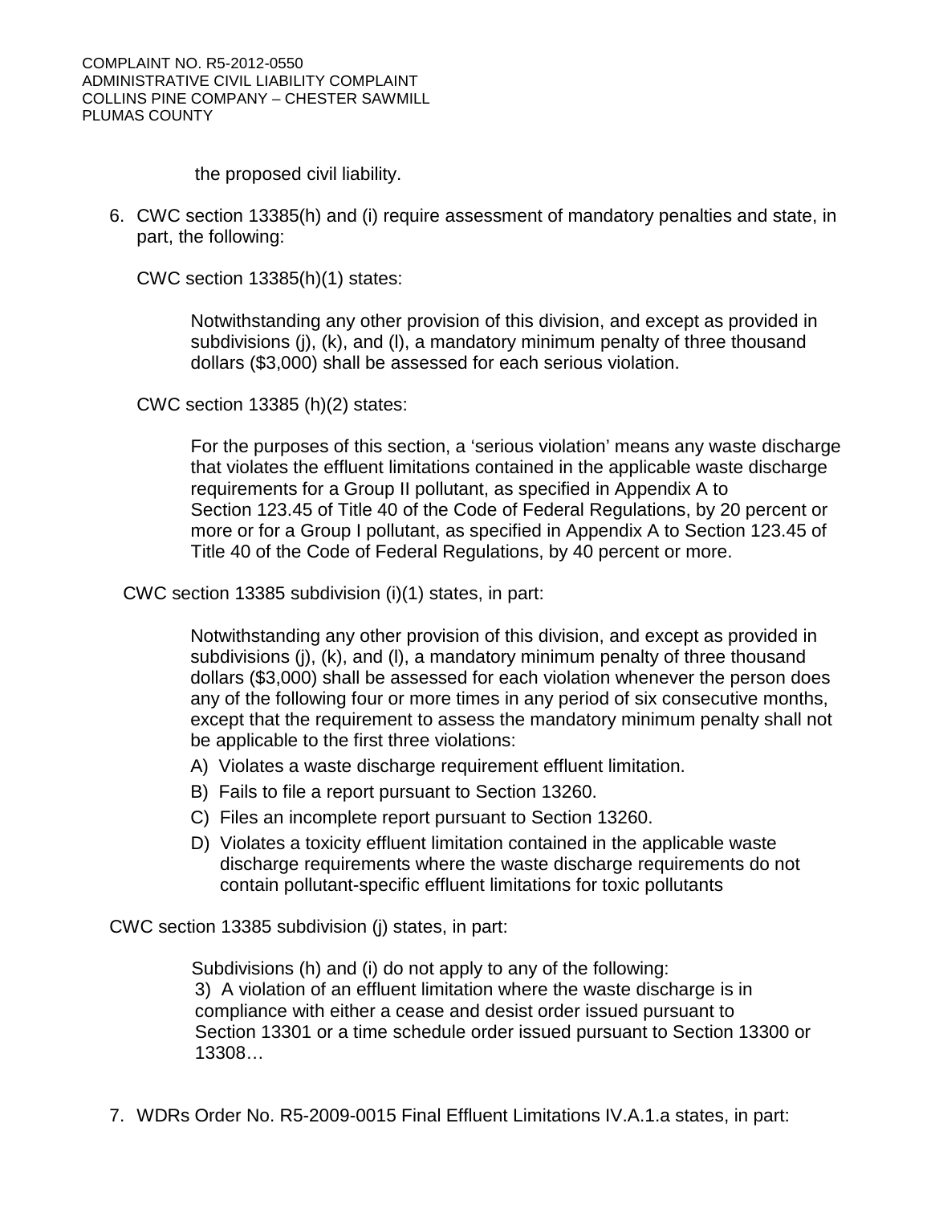the proposed civil liability.

6. CWC section 13385(h) and (i) require assessment of mandatory penalties and state, in part, the following:

   CWC section 13385(h)(1) states:

   > Notwithstanding any other provision of this division, and except as provided in subdivisions (j), (k), and (l), a mandatory minimum penalty of three thousand dollars ($3,000) shall be assessed for each serious violation.

   CWC section 13385 (h)(2) states:

   > For the purposes of this section, a 'serious violation' means any waste discharge that violates the effluent limitations contained in the applicable waste discharge requirements for a Group II pollutant, as specified in Appendix A to Section 123.45 of Title 40 of the Code of Federal Regulations, by 20 percent or more or for a Group I pollutant, as specified in Appendix A to Section 123.45 of Title 40 of the Code of Federal Regulations, by 40 percent or more.

   CWC section 13385 subdivision (i)(1) states, in part:

   > Notwithstanding any other provision of this division, and except as provided in subdivisions (j), (k), and (l), a mandatory minimum penalty of three thousand dollars ($3,000) shall be assessed for each violation whenever the person does any of the following four or more times in any period of six consecutive months, except that the requirement to assess the mandatory minimum penalty shall not be applicable to the first three violations:
   >
   > A) Violates a waste discharge requirement effluent limitation.
   >
   > B) Fails to file a report pursuant to Section 13260.
   >
   > C) Files an incomplete report pursuant to Section 13260.
   >
   > D) Violates a toxicity effluent limitation contained in the applicable waste discharge requirements where the waste discharge requirements do not contain pollutant-specific effluent limitations for toxic pollutants

   CWC section 13385 subdivision (j) states, in part:

   > Subdivisions (h) and (i) do not apply to any of the following:
   >
   > 3) A violation of an effluent limitation where the waste discharge is in compliance with either a cease and desist order issued pursuant to Section 13301 or a time schedule order issued pursuant to Section 13300 or 13308…

7. WDRs Order No. R5-2009-0015 Final Effluent Limitations IV.A.1.a states, in part: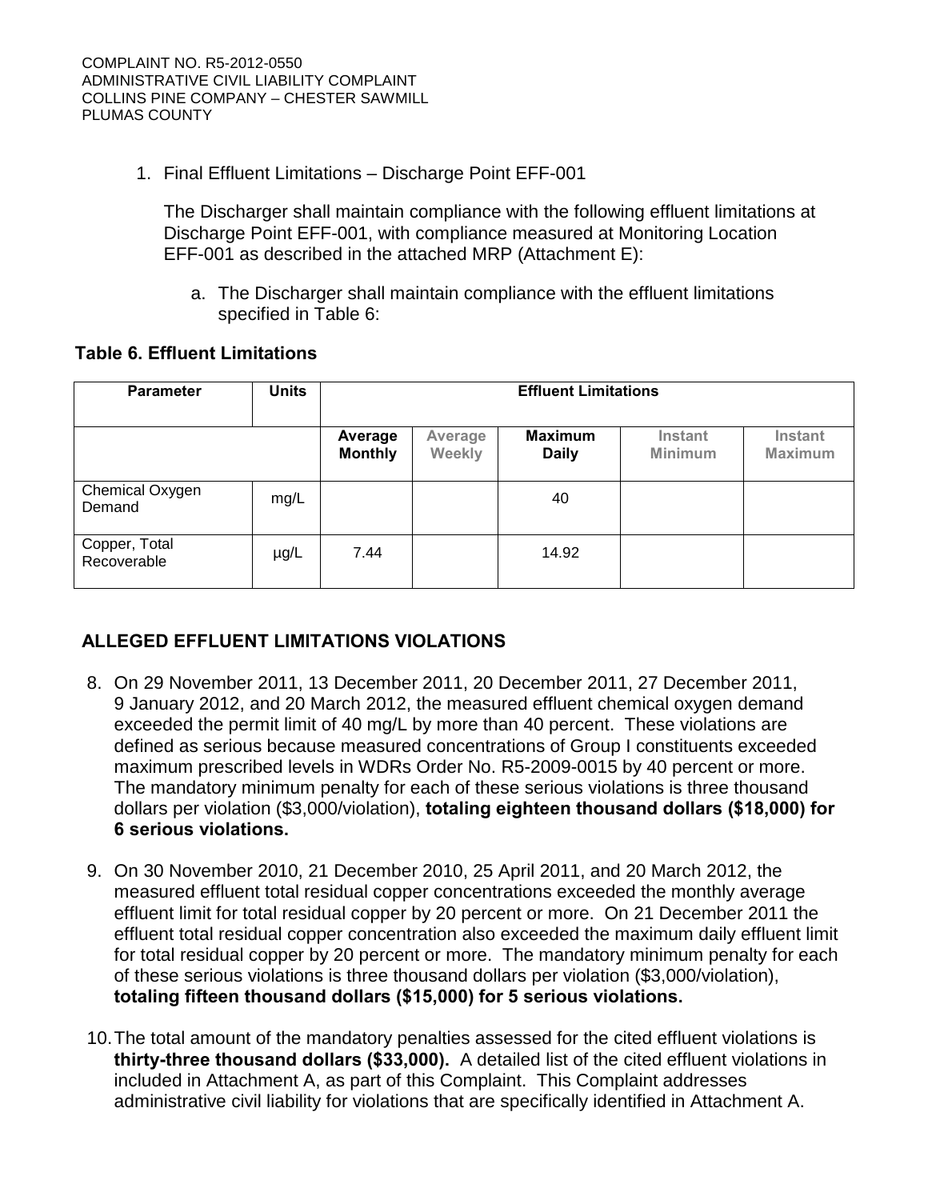1. Final Effluent Limitations – Discharge Point EFF-001

   The Discharger shall maintain compliance with the following effluent limitations at Discharge Point EFF-001, with compliance measured at Monitoring Location EFF-001 as described in the attached MRP (Attachment E):

   a. The Discharger shall maintain compliance with the effluent limitations specified in Table 6:

**Table 6. Effluent Limitations**

| Parameter | Units | Effluent Limitations | | | | |
|---|---|---|---|---|---|---|
| | | Average Monthly | Average Weekly | Maximum Daily | Instant Minimum | Instant Maximum |
| Chemical Oxygen Demand | mg/L | | | 40 | | |
| Copper, Total Recoverable | µg/L | 7.44 | | 14.92 | | |

## ALLEGED EFFLUENT LIMITATIONS VIOLATIONS

8. On 29 November 2011, 13 December 2011, 20 December 2011, 27 December 2011, 9 January 2012, and 20 March 2012, the measured effluent chemical oxygen demand exceeded the permit limit of 40 mg/L by more than 40 percent. These violations are defined as serious because measured concentrations of Group I constituents exceeded maximum prescribed levels in WDRs Order No. R5-2009-0015 by 40 percent or more. The mandatory minimum penalty for each of these serious violations is three thousand dollars per violation ($3,000/violation), **totaling eighteen thousand dollars ($18,000) for 6 serious violations.**

9. On 30 November 2010, 21 December 2010, 25 April 2011, and 20 March 2012, the measured effluent total residual copper concentrations exceeded the monthly average effluent limit for total residual copper by 20 percent or more. On 21 December 2011 the effluent total residual copper concentration also exceeded the maximum daily effluent limit for total residual copper by 20 percent or more. The mandatory minimum penalty for each of these serious violations is three thousand dollars per violation ($3,000/violation), **totaling fifteen thousand dollars ($15,000) for 5 serious violations.**

10. The total amount of the mandatory penalties assessed for the cited effluent violations is **thirty-three thousand dollars ($33,000).** A detailed list of the cited effluent violations in included in Attachment A, as part of this Complaint. This Complaint addresses administrative civil liability for violations that are specifically identified in Attachment A.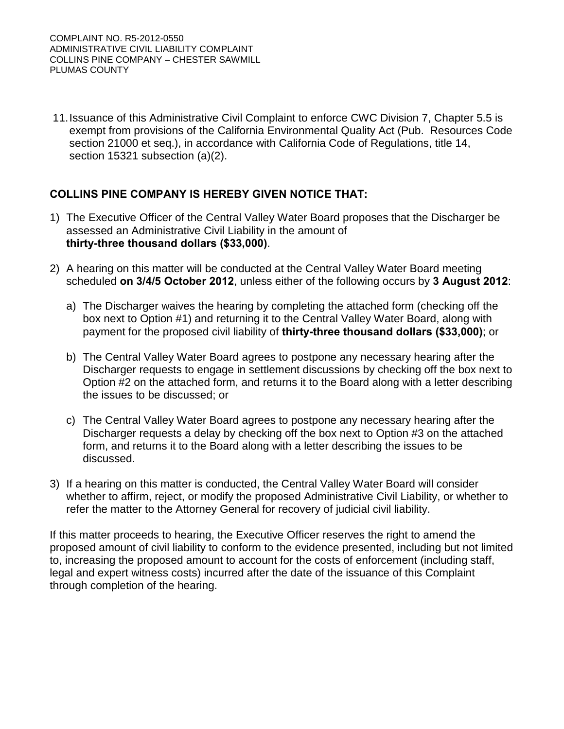11. Issuance of this Administrative Civil Complaint to enforce CWC Division 7, Chapter 5.5 is exempt from provisions of the California Environmental Quality Act (Pub. Resources Code section 21000 et seq.), in accordance with California Code of Regulations, title 14, section 15321 subsection (a)(2).

**COLLINS PINE COMPANY IS HEREBY GIVEN NOTICE THAT:**

1) The Executive Officer of the Central Valley Water Board proposes that the Discharger be assessed an Administrative Civil Liability in the amount of **thirty-three thousand dollars ($33,000)**.

2) A hearing on this matter will be conducted at the Central Valley Water Board meeting scheduled **on 3/4/5 October 2012**, unless either of the following occurs by **3 August 2012**:

   a) The Discharger waives the hearing by completing the attached form (checking off the box next to Option #1) and returning it to the Central Valley Water Board, along with payment for the proposed civil liability of **thirty-three thousand dollars ($33,000)**; or

   b) The Central Valley Water Board agrees to postpone any necessary hearing after the Discharger requests to engage in settlement discussions by checking off the box next to Option #2 on the attached form, and returns it to the Board along with a letter describing the issues to be discussed; or

   c) The Central Valley Water Board agrees to postpone any necessary hearing after the Discharger requests a delay by checking off the box next to Option #3 on the attached form, and returns it to the Board along with a letter describing the issues to be discussed.

3) If a hearing on this matter is conducted, the Central Valley Water Board will consider whether to affirm, reject, or modify the proposed Administrative Civil Liability, or whether to refer the matter to the Attorney General for recovery of judicial civil liability.

If this matter proceeds to hearing, the Executive Officer reserves the right to amend the proposed amount of civil liability to conform to the evidence presented, including but not limited to, increasing the proposed amount to account for the costs of enforcement (including staff, legal and expert witness costs) incurred after the date of the issuance of this Complaint through completion of the hearing.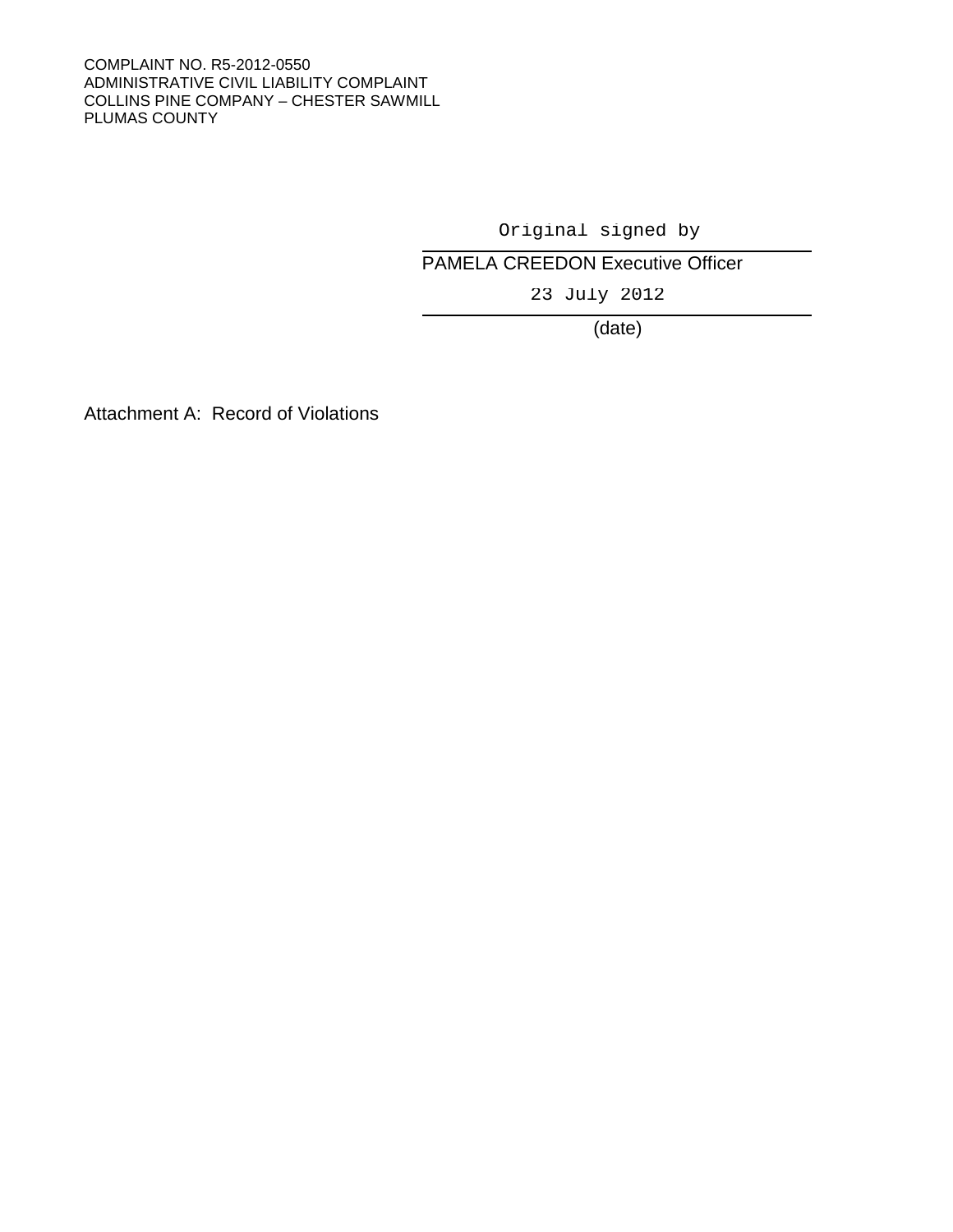Original signed by

PAMELA CREEDON Executive Officer

23 July 2012

(date)

Attachment A: Record of Violations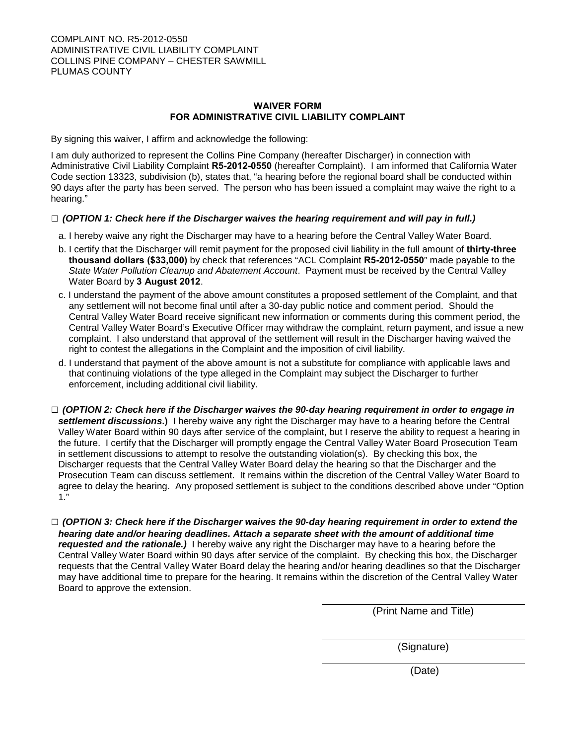COMPLAINT NO. R5-2012-0550
ADMINISTRATIVE CIVIL LIABILITY COMPLAINT
COLLINS PINE COMPANY – CHESTER SAWMILL
PLUMAS COUNTY

## WAIVER FORM
## FOR ADMINISTRATIVE CIVIL LIABILITY COMPLAINT

By signing this waiver, I affirm and acknowledge the following:

I am duly authorized to represent the Collins Pine Company (hereafter Discharger) in connection with Administrative Civil Liability Complaint **R5-2012-0550** (hereafter Complaint). I am informed that California Water Code section 13323, subdivision (b), states that, "a hearing before the regional board shall be conducted within 90 days after the party has been served. The person who has been issued a complaint may waive the right to a hearing."

☐ ***(OPTION 1: Check here if the Discharger waives the hearing requirement and will pay in full.)***

a. I hereby waive any right the Discharger may have to a hearing before the Central Valley Water Board.

b. I certify that the Discharger will remit payment for the proposed civil liability in the full amount of **thirty-three thousand dollars ($33,000)** by check that references "ACL Complaint **R5-2012-0550**" made payable to the *State Water Pollution Cleanup and Abatement Account*. Payment must be received by the Central Valley Water Board by **3 August 2012**.

c. I understand the payment of the above amount constitutes a proposed settlement of the Complaint, and that any settlement will not become final until after a 30-day public notice and comment period. Should the Central Valley Water Board receive significant new information or comments during this comment period, the Central Valley Water Board's Executive Officer may withdraw the complaint, return payment, and issue a new complaint. I also understand that approval of the settlement will result in the Discharger having waived the right to contest the allegations in the Complaint and the imposition of civil liability.

d. I understand that payment of the above amount is not a substitute for compliance with applicable laws and that continuing violations of the type alleged in the Complaint may subject the Discharger to further enforcement, including additional civil liability.

☐ ***(OPTION 2: Check here if the Discharger waives the 90-day hearing requirement in order to engage in settlement discussions*.)** I hereby waive any right the Discharger may have to a hearing before the Central Valley Water Board within 90 days after service of the complaint, but I reserve the ability to request a hearing in the future. I certify that the Discharger will promptly engage the Central Valley Water Board Prosecution Team in settlement discussions to attempt to resolve the outstanding violation(s). By checking this box, the Discharger requests that the Central Valley Water Board delay the hearing so that the Discharger and the Prosecution Team can discuss settlement. It remains within the discretion of the Central Valley Water Board to agree to delay the hearing. Any proposed settlement is subject to the conditions described above under "Option 1."

☐ ***(OPTION 3: Check here if the Discharger waives the 90-day hearing requirement in order to extend the hearing date and/or hearing deadlines. Attach a separate sheet with the amount of additional time requested and the rationale.)*** I hereby waive any right the Discharger may have to a hearing before the Central Valley Water Board within 90 days after service of the complaint. By checking this box, the Discharger requests that the Central Valley Water Board delay the hearing and/or hearing deadlines so that the Discharger may have additional time to prepare for the hearing. It remains within the discretion of the Central Valley Water Board to approve the extension.

_______________________________
(Print Name and Title)

_______________________________
(Signature)

_______________________________
(Date)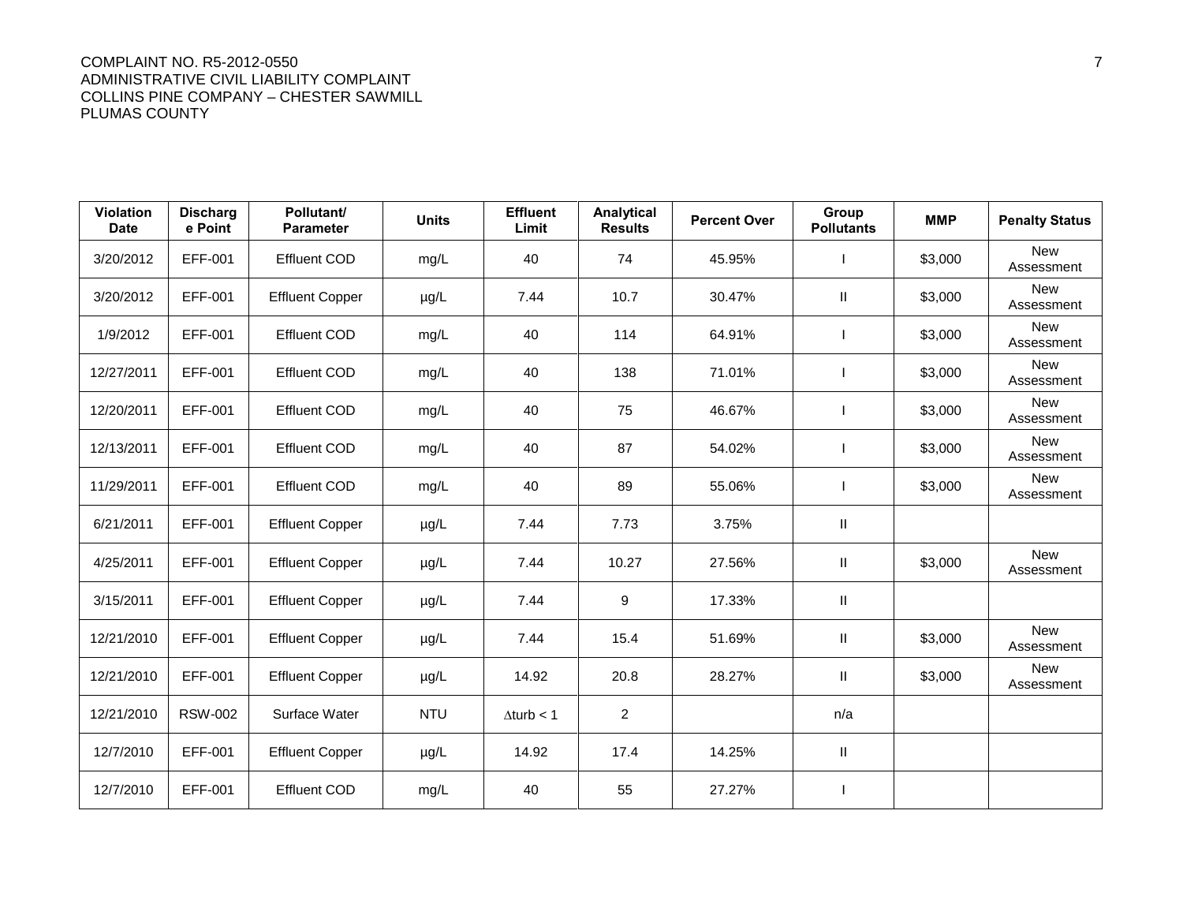| Violation Date | Discharge Point | Pollutant/ Parameter | Units | Effluent Limit | Analytical Results | Percent Over | Group Pollutants | MMP | Penalty Status |
|---|---|---|---|---|---|---|---|---|---|
| 3/20/2012 | EFF-001 | Effluent COD | mg/L | 40 | 74 | 45.95% | I | $3,000 | New Assessment |
| 3/20/2012 | EFF-001 | Effluent Copper | µg/L | 7.44 | 10.7 | 30.47% | II | $3,000 | New Assessment |
| 1/9/2012 | EFF-001 | Effluent COD | mg/L | 40 | 114 | 64.91% | I | $3,000 | New Assessment |
| 12/27/2011 | EFF-001 | Effluent COD | mg/L | 40 | 138 | 71.01% | I | $3,000 | New Assessment |
| 12/20/2011 | EFF-001 | Effluent COD | mg/L | 40 | 75 | 46.67% | I | $3,000 | New Assessment |
| 12/13/2011 | EFF-001 | Effluent COD | mg/L | 40 | 87 | 54.02% | I | $3,000 | New Assessment |
| 11/29/2011 | EFF-001 | Effluent COD | mg/L | 40 | 89 | 55.06% | I | $3,000 | New Assessment |
| 6/21/2011 | EFF-001 | Effluent Copper | µg/L | 7.44 | 7.73 | 3.75% | II | | |
| 4/25/2011 | EFF-001 | Effluent Copper | µg/L | 7.44 | 10.27 | 27.56% | II | $3,000 | New Assessment |
| 3/15/2011 | EFF-001 | Effluent Copper | µg/L | 7.44 | 9 | 17.33% | II | | |
| 12/21/2010 | EFF-001 | Effluent Copper | µg/L | 7.44 | 15.4 | 51.69% | II | $3,000 | New Assessment |
| 12/21/2010 | EFF-001 | Effluent Copper | µg/L | 14.92 | 20.8 | 28.27% | II | $3,000 | New Assessment |
| 12/21/2010 | RSW-002 | Surface Water | NTU | $\Delta$turb < 1 | 2 | | n/a | | |
| 12/7/2010 | EFF-001 | Effluent Copper | µg/L | 14.92 | 17.4 | 14.25% | II | | |
| 12/7/2010 | EFF-001 | Effluent COD | mg/L | 40 | 55 | 27.27% | I | | |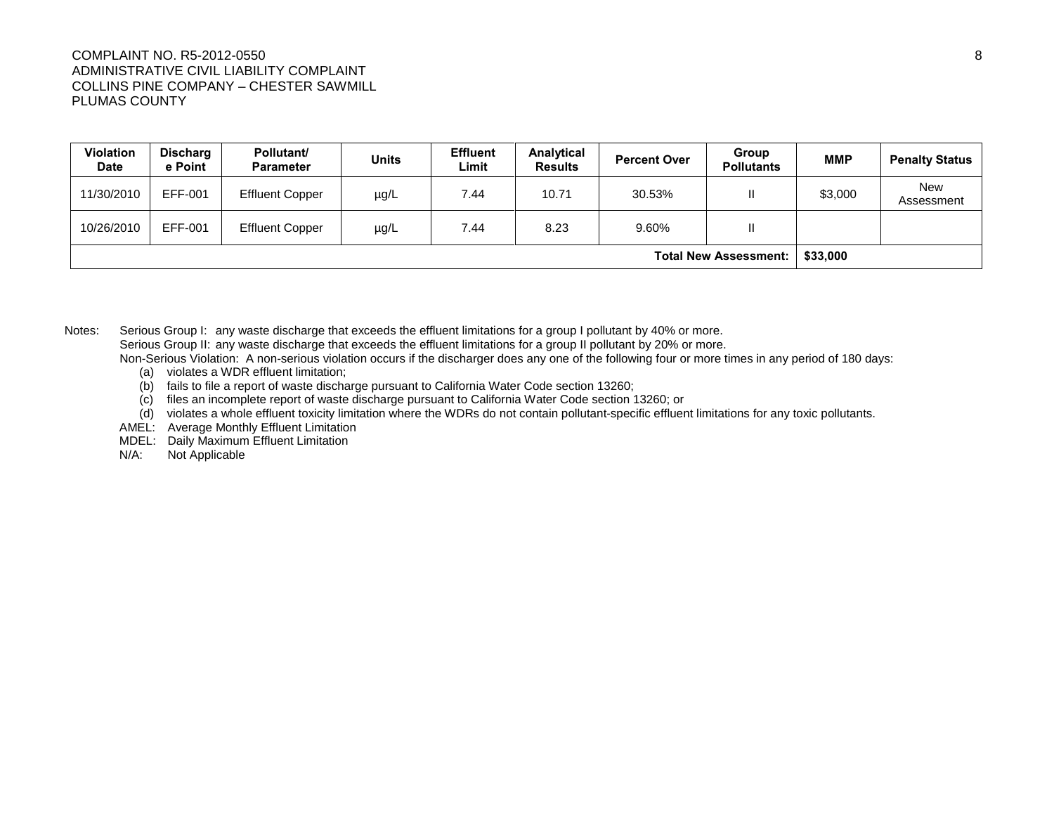| Violation Date | Discharge Point | Pollutant/ Parameter | Units | Effluent Limit | Analytical Results | Percent Over | Group Pollutants | MMP | Penalty Status |
|---|---|---|---|---|---|---|---|---|---|
| 11/30/2010 | EFF-001 | Effluent Copper | µg/L | 7.44 | 10.71 | 30.53% | II | $3,000 | New Assessment |
| 10/26/2010 | EFF-001 | Effluent Copper | µg/L | 7.44 | 8.23 | 9.60% | II | | |
| | | | | | | | **Total New Assessment:** | **$33,000** | |

Notes: Serious Group I: any waste discharge that exceeds the effluent limitations for a group I pollutant by 40% or more.

Serious Group II: any waste discharge that exceeds the effluent limitations for a group II pollutant by 20% or more.

Non-Serious Violation: A non-serious violation occurs if the discharger does any one of the following four or more times in any period of 180 days:

(a) violates a WDR effluent limitation;
(b) fails to file a report of waste discharge pursuant to California Water Code section 13260;
(c) files an incomplete report of waste discharge pursuant to California Water Code section 13260; or
(d) violates a whole effluent toxicity limitation where the WDRs do not contain pollutant-specific effluent limitations for any toxic pollutants.

AMEL: Average Monthly Effluent Limitation

MDEL: Daily Maximum Effluent Limitation

N/A: Not Applicable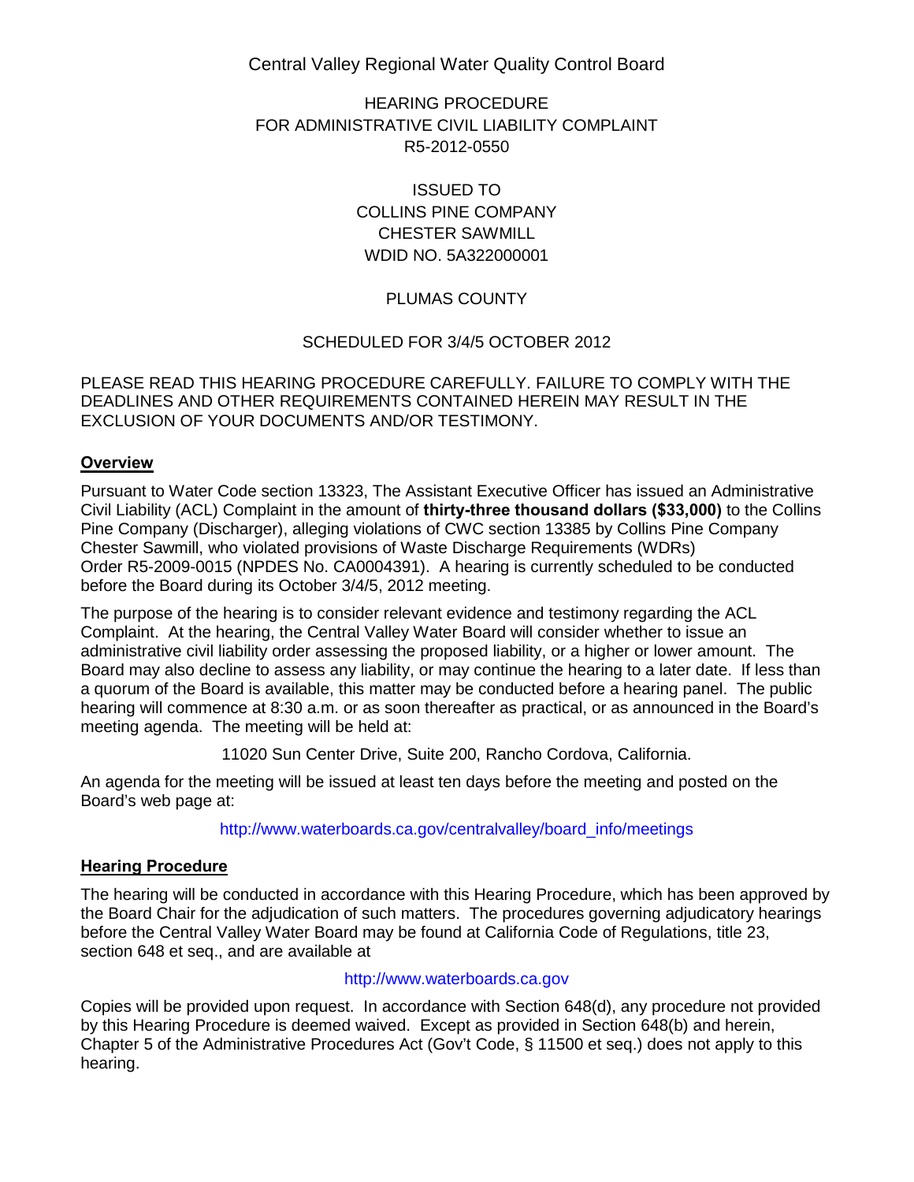Central Valley Regional Water Quality Control Board

HEARING PROCEDURE
FOR ADMINISTRATIVE CIVIL LIABILITY COMPLAINT
R5-2012-0550

ISSUED TO
COLLINS PINE COMPANY
CHESTER SAWMILL
WDID NO. 5A322000001

PLUMAS COUNTY

SCHEDULED FOR 3/4/5 OCTOBER 2012

PLEASE READ THIS HEARING PROCEDURE CAREFULLY. FAILURE TO COMPLY WITH THE DEADLINES AND OTHER REQUIREMENTS CONTAINED HEREIN MAY RESULT IN THE EXCLUSION OF YOUR DOCUMENTS AND/OR TESTIMONY.

## Overview

Pursuant to Water Code section 13323, The Assistant Executive Officer has issued an Administrative Civil Liability (ACL) Complaint in the amount of **thirty-three thousand dollars ($33,000)** to the Collins Pine Company (Discharger), alleging violations of CWC section 13385 by Collins Pine Company Chester Sawmill, who violated provisions of Waste Discharge Requirements (WDRs) Order R5-2009-0015 (NPDES No. CA0004391). A hearing is currently scheduled to be conducted before the Board during its October 3/4/5, 2012 meeting.

The purpose of the hearing is to consider relevant evidence and testimony regarding the ACL Complaint. At the hearing, the Central Valley Water Board will consider whether to issue an administrative civil liability order assessing the proposed liability, or a higher or lower amount. The Board may also decline to assess any liability, or may continue the hearing to a later date. If less than a quorum of the Board is available, this matter may be conducted before a hearing panel. The public hearing will commence at 8:30 a.m. or as soon thereafter as practical, or as announced in the Board's meeting agenda. The meeting will be held at:

11020 Sun Center Drive, Suite 200, Rancho Cordova, California.

An agenda for the meeting will be issued at least ten days before the meeting and posted on the Board's web page at:

http://www.waterboards.ca.gov/centralvalley/board_info/meetings

## Hearing Procedure

The hearing will be conducted in accordance with this Hearing Procedure, which has been approved by the Board Chair for the adjudication of such matters. The procedures governing adjudicatory hearings before the Central Valley Water Board may be found at California Code of Regulations, title 23, section 648 et seq., and are available at

http://www.waterboards.ca.gov

Copies will be provided upon request. In accordance with Section 648(d), any procedure not provided by this Hearing Procedure is deemed waived. Except as provided in Section 648(b) and herein, Chapter 5 of the Administrative Procedures Act (Gov't Code, § 11500 et seq.) does not apply to this hearing.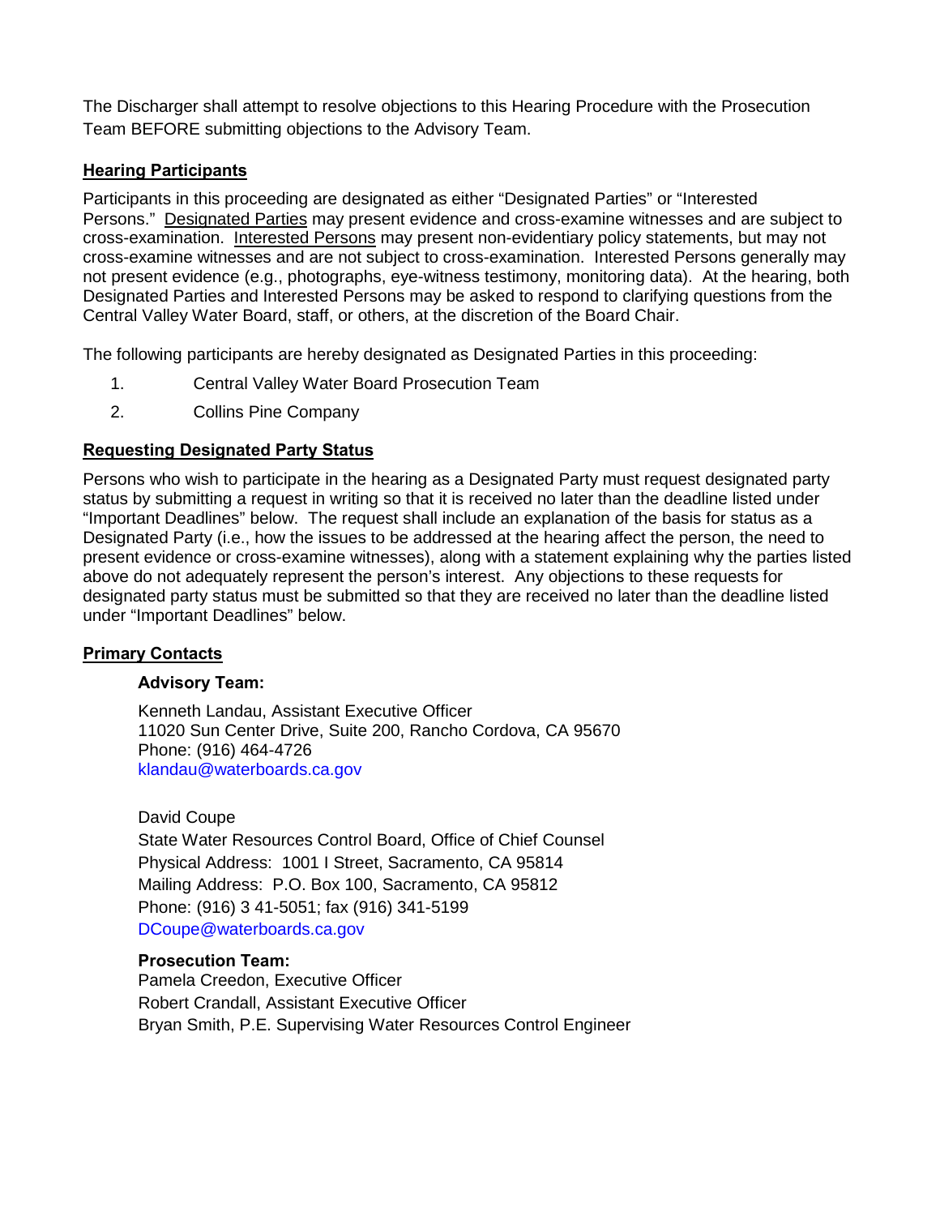The Discharger shall attempt to resolve objections to this Hearing Procedure with the Prosecution Team BEFORE submitting objections to the Advisory Team.

## Hearing Participants

Participants in this proceeding are designated as either "Designated Parties" or "Interested Persons." Designated Parties may present evidence and cross-examine witnesses and are subject to cross-examination. Interested Persons may present non-evidentiary policy statements, but may not cross-examine witnesses and are not subject to cross-examination. Interested Persons generally may not present evidence (e.g., photographs, eye-witness testimony, monitoring data). At the hearing, both Designated Parties and Interested Persons may be asked to respond to clarifying questions from the Central Valley Water Board, staff, or others, at the discretion of the Board Chair.

The following participants are hereby designated as Designated Parties in this proceeding:

1. Central Valley Water Board Prosecution Team
2. Collins Pine Company

## Requesting Designated Party Status

Persons who wish to participate in the hearing as a Designated Party must request designated party status by submitting a request in writing so that it is received no later than the deadline listed under "Important Deadlines" below. The request shall include an explanation of the basis for status as a Designated Party (i.e., how the issues to be addressed at the hearing affect the person, the need to present evidence or cross-examine witnesses), along with a statement explaining why the parties listed above do not adequately represent the person's interest. Any objections to these requests for designated party status must be submitted so that they are received no later than the deadline listed under "Important Deadlines" below.

## Primary Contacts

**Advisory Team:**

Kenneth Landau, Assistant Executive Officer
11020 Sun Center Drive, Suite 200, Rancho Cordova, CA 95670
Phone: (916) 464-4726
klandau@waterboards.ca.gov

David Coupe
State Water Resources Control Board, Office of Chief Counsel
Physical Address: 1001 I Street, Sacramento, CA 95814
Mailing Address: P.O. Box 100, Sacramento, CA 95812
Phone: (916) 3 41-5051; fax (916) 341-5199
DCoupe@waterboards.ca.gov

**Prosecution Team:**
Pamela Creedon, Executive Officer
Robert Crandall, Assistant Executive Officer
Bryan Smith, P.E. Supervising Water Resources Control Engineer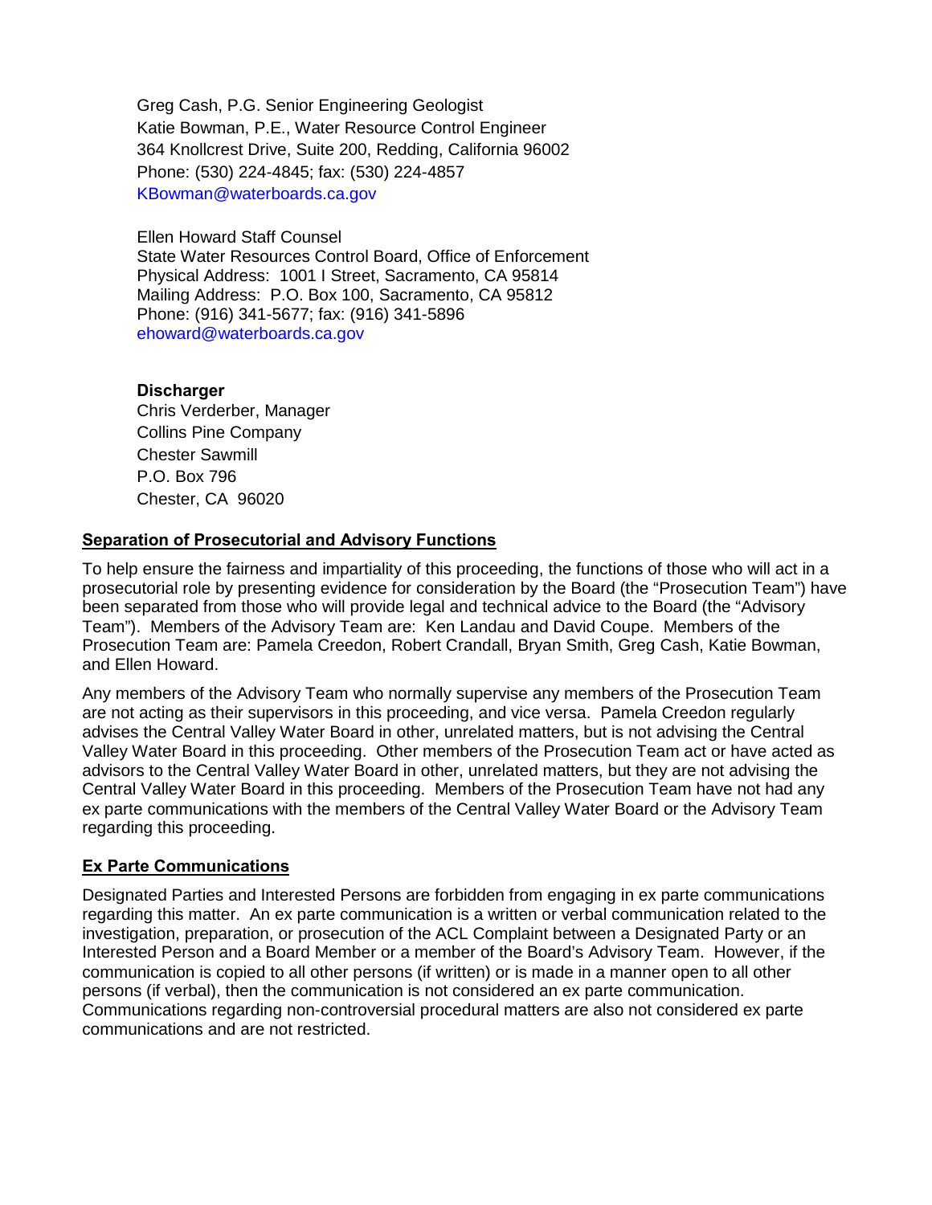Greg Cash, P.G. Senior Engineering Geologist  
Katie Bowman, P.E., Water Resource Control Engineer  
364 Knollcrest Drive, Suite 200, Redding, California 96002  
Phone: (530) 224-4845; fax: (530) 224-4857  
KBowman@waterboards.ca.gov

Ellen Howard Staff Counsel  
State Water Resources Control Board, Office of Enforcement  
Physical Address: 1001 I Street, Sacramento, CA 95814  
Mailing Address: P.O. Box 100, Sacramento, CA 95812  
Phone: (916) 341-5677; fax: (916) 341-5896  
ehoward@waterboards.ca.gov

**Discharger**  
Chris Verderber, Manager  
Collins Pine Company  
Chester Sawmill  
P.O. Box 796  
Chester, CA 96020

## Separation of Prosecutorial and Advisory Functions

To help ensure the fairness and impartiality of this proceeding, the functions of those who will act in a prosecutorial role by presenting evidence for consideration by the Board (the "Prosecution Team") have been separated from those who will provide legal and technical advice to the Board (the "Advisory Team"). Members of the Advisory Team are: Ken Landau and David Coupe. Members of the Prosecution Team are: Pamela Creedon, Robert Crandall, Bryan Smith, Greg Cash, Katie Bowman, and Ellen Howard.

Any members of the Advisory Team who normally supervise any members of the Prosecution Team are not acting as their supervisors in this proceeding, and vice versa. Pamela Creedon regularly advises the Central Valley Water Board in other, unrelated matters, but is not advising the Central Valley Water Board in this proceeding. Other members of the Prosecution Team act or have acted as advisors to the Central Valley Water Board in other, unrelated matters, but they are not advising the Central Valley Water Board in this proceeding. Members of the Prosecution Team have not had any ex parte communications with the members of the Central Valley Water Board or the Advisory Team regarding this proceeding.

## Ex Parte Communications

Designated Parties and Interested Persons are forbidden from engaging in ex parte communications regarding this matter. An ex parte communication is a written or verbal communication related to the investigation, preparation, or prosecution of the ACL Complaint between a Designated Party or an Interested Person and a Board Member or a member of the Board's Advisory Team. However, if the communication is copied to all other persons (if written) or is made in a manner open to all other persons (if verbal), then the communication is not considered an ex parte communication. Communications regarding non-controversial procedural matters are also not considered ex parte communications and are not restricted.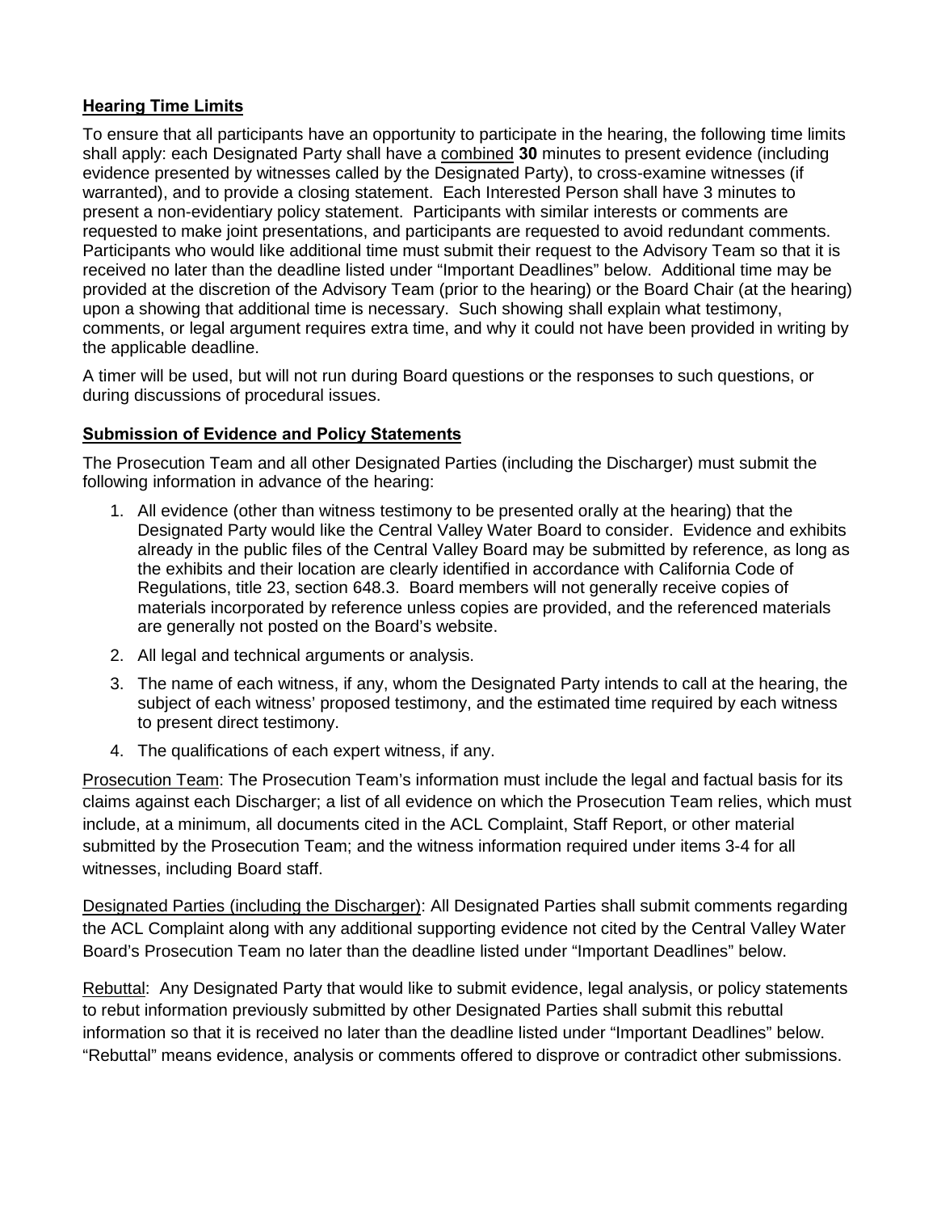**<u>Hearing Time Limits</u>**

To ensure that all participants have an opportunity to participate in the hearing, the following time limits shall apply: each Designated Party shall have a <u>combined</u> **30** minutes to present evidence (including evidence presented by witnesses called by the Designated Party), to cross-examine witnesses (if warranted), and to provide a closing statement. Each Interested Person shall have 3 minutes to present a non-evidentiary policy statement. Participants with similar interests or comments are requested to make joint presentations, and participants are requested to avoid redundant comments. Participants who would like additional time must submit their request to the Advisory Team so that it is received no later than the deadline listed under "Important Deadlines" below. Additional time may be provided at the discretion of the Advisory Team (prior to the hearing) or the Board Chair (at the hearing) upon a showing that additional time is necessary. Such showing shall explain what testimony, comments, or legal argument requires extra time, and why it could not have been provided in writing by the applicable deadline.

A timer will be used, but will not run during Board questions or the responses to such questions, or during discussions of procedural issues.

**<u>Submission of Evidence and Policy Statements</u>**

The Prosecution Team and all other Designated Parties (including the Discharger) must submit the following information in advance of the hearing:

1. All evidence (other than witness testimony to be presented orally at the hearing) that the Designated Party would like the Central Valley Water Board to consider. Evidence and exhibits already in the public files of the Central Valley Board may be submitted by reference, as long as the exhibits and their location are clearly identified in accordance with California Code of Regulations, title 23, section 648.3. Board members will not generally receive copies of materials incorporated by reference unless copies are provided, and the referenced materials are generally not posted on the Board's website.
2. All legal and technical arguments or analysis.
3. The name of each witness, if any, whom the Designated Party intends to call at the hearing, the subject of each witness' proposed testimony, and the estimated time required by each witness to present direct testimony.
4. The qualifications of each expert witness, if any.

<u>Prosecution Team</u>: The Prosecution Team's information must include the legal and factual basis for its claims against each Discharger; a list of all evidence on which the Prosecution Team relies, which must include, at a minimum, all documents cited in the ACL Complaint, Staff Report, or other material submitted by the Prosecution Team; and the witness information required under items 3-4 for all witnesses, including Board staff.

<u>Designated Parties (including the Discharger)</u>: All Designated Parties shall submit comments regarding the ACL Complaint along with any additional supporting evidence not cited by the Central Valley Water Board's Prosecution Team no later than the deadline listed under "Important Deadlines" below.

<u>Rebuttal</u>: Any Designated Party that would like to submit evidence, legal analysis, or policy statements to rebut information previously submitted by other Designated Parties shall submit this rebuttal information so that it is received no later than the deadline listed under "Important Deadlines" below. "Rebuttal" means evidence, analysis or comments offered to disprove or contradict other submissions.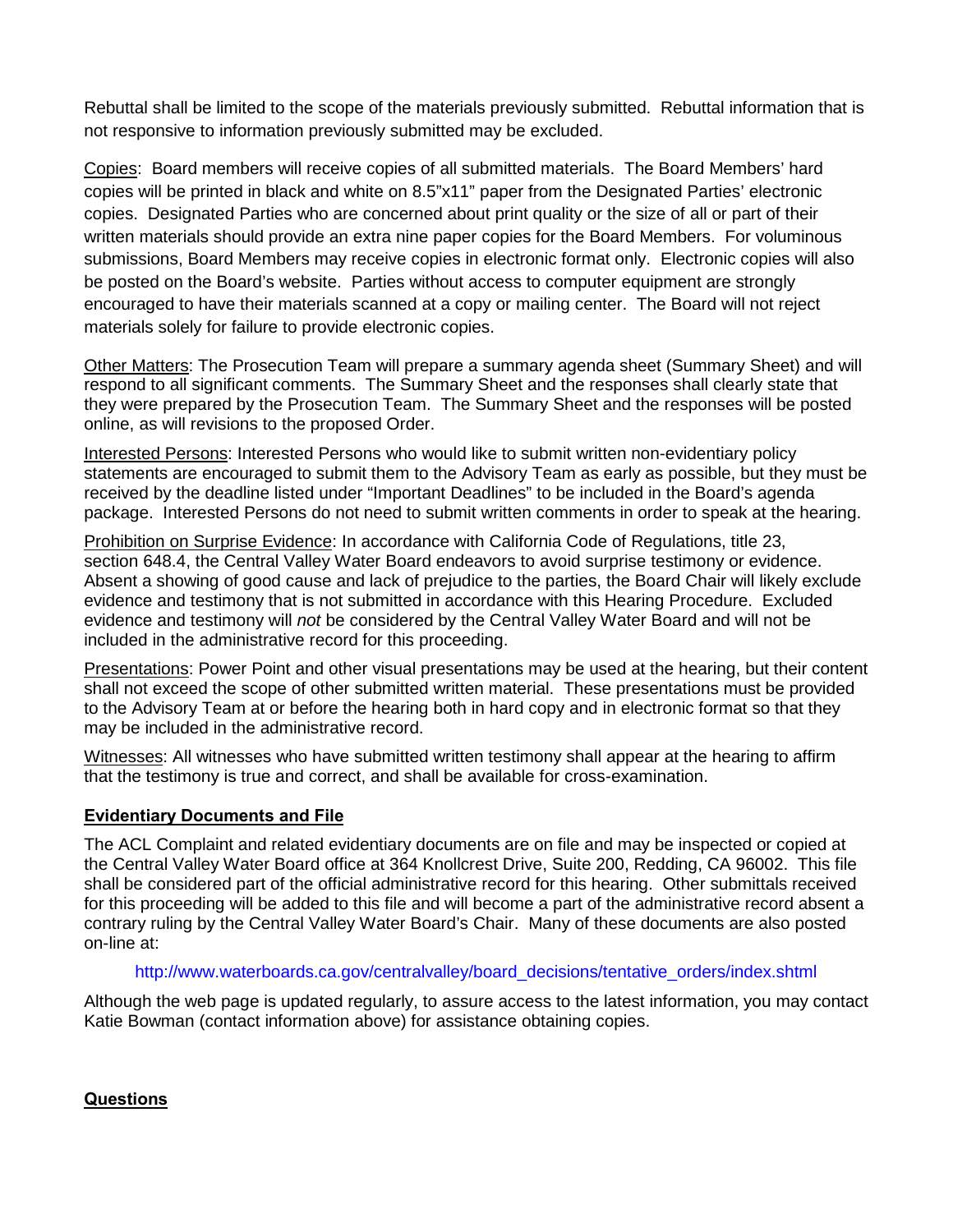Rebuttal shall be limited to the scope of the materials previously submitted. Rebuttal information that is not responsive to information previously submitted may be excluded.

Copies: Board members will receive copies of all submitted materials. The Board Members' hard copies will be printed in black and white on 8.5"x11" paper from the Designated Parties' electronic copies. Designated Parties who are concerned about print quality or the size of all or part of their written materials should provide an extra nine paper copies for the Board Members. For voluminous submissions, Board Members may receive copies in electronic format only. Electronic copies will also be posted on the Board's website. Parties without access to computer equipment are strongly encouraged to have their materials scanned at a copy or mailing center. The Board will not reject materials solely for failure to provide electronic copies.

Other Matters: The Prosecution Team will prepare a summary agenda sheet (Summary Sheet) and will respond to all significant comments. The Summary Sheet and the responses shall clearly state that they were prepared by the Prosecution Team. The Summary Sheet and the responses will be posted online, as will revisions to the proposed Order.

Interested Persons: Interested Persons who would like to submit written non-evidentiary policy statements are encouraged to submit them to the Advisory Team as early as possible, but they must be received by the deadline listed under "Important Deadlines" to be included in the Board's agenda package. Interested Persons do not need to submit written comments in order to speak at the hearing.

Prohibition on Surprise Evidence: In accordance with California Code of Regulations, title 23, section 648.4, the Central Valley Water Board endeavors to avoid surprise testimony or evidence. Absent a showing of good cause and lack of prejudice to the parties, the Board Chair will likely exclude evidence and testimony that is not submitted in accordance with this Hearing Procedure. Excluded evidence and testimony will *not* be considered by the Central Valley Water Board and will not be included in the administrative record for this proceeding.

Presentations: Power Point and other visual presentations may be used at the hearing, but their content shall not exceed the scope of other submitted written material. These presentations must be provided to the Advisory Team at or before the hearing both in hard copy and in electronic format so that they may be included in the administrative record.

Witnesses: All witnesses who have submitted written testimony shall appear at the hearing to affirm that the testimony is true and correct, and shall be available for cross-examination.

**Evidentiary Documents and File**

The ACL Complaint and related evidentiary documents are on file and may be inspected or copied at the Central Valley Water Board office at 364 Knollcrest Drive, Suite 200, Redding, CA 96002. This file shall be considered part of the official administrative record for this hearing. Other submittals received for this proceeding will be added to this file and will become a part of the administrative record absent a contrary ruling by the Central Valley Water Board's Chair. Many of these documents are also posted on-line at:

http://www.waterboards.ca.gov/centralvalley/board_decisions/tentative_orders/index.shtml

Although the web page is updated regularly, to assure access to the latest information, you may contact Katie Bowman (contact information above) for assistance obtaining copies.

**Questions**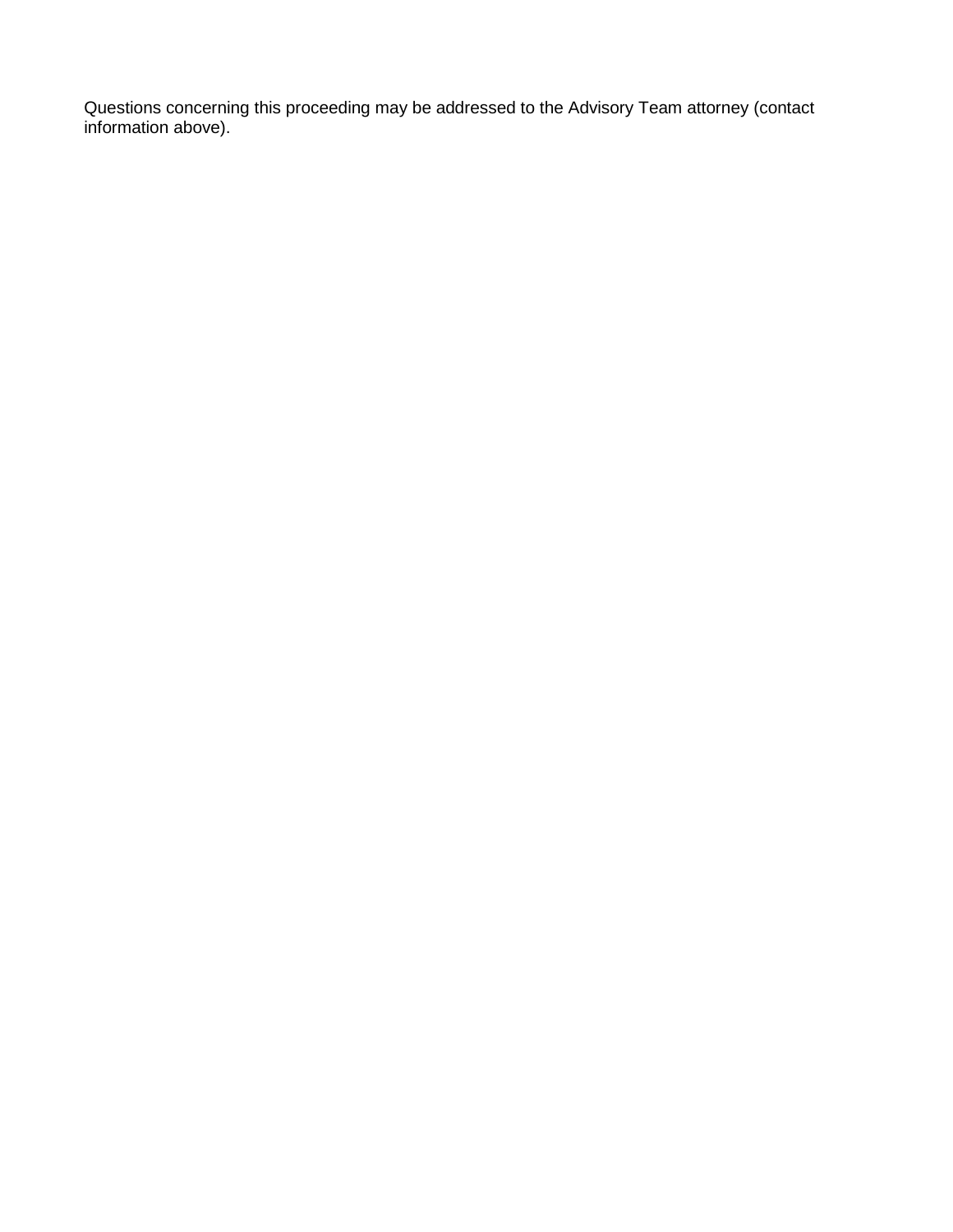Questions concerning this proceeding may be addressed to the Advisory Team attorney (contact information above).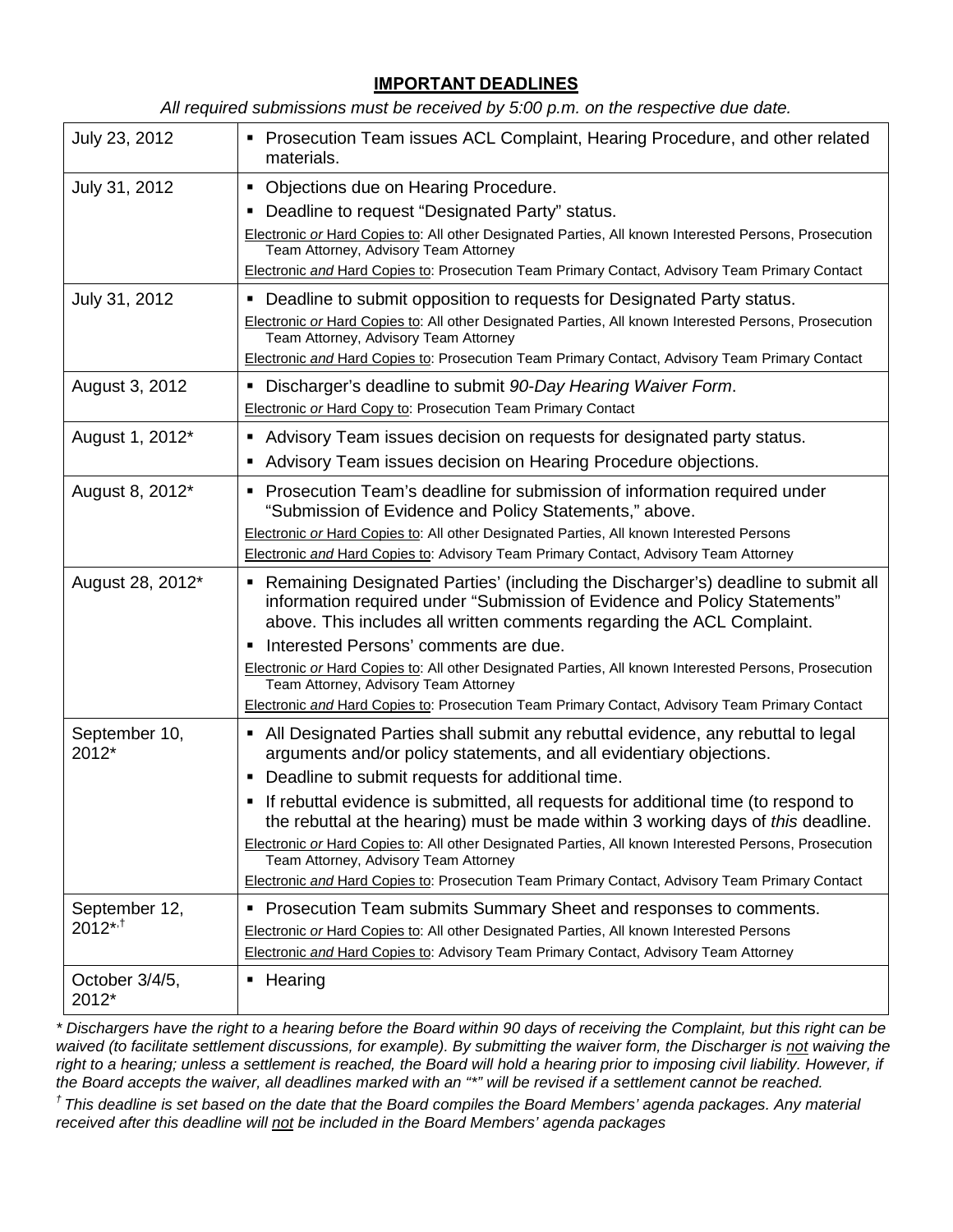## IMPORTANT DEADLINES

*All required submissions must be received by 5:00 p.m. on the respective due date.*

| | |
|---|---|
| July 23, 2012 | ▪ Prosecution Team issues ACL Complaint, Hearing Procedure, and other related materials. |
| July 31, 2012 | ▪ Objections due on Hearing Procedure.<br>▪ Deadline to request "Designated Party" status.<br>Electronic *or* Hard Copies to: All other Designated Parties, All known Interested Persons, Prosecution Team Attorney, Advisory Team Attorney<br>Electronic *and* Hard Copies to: Prosecution Team Primary Contact, Advisory Team Primary Contact |
| July 31, 2012 | ▪ Deadline to submit opposition to requests for Designated Party status.<br>Electronic *or* Hard Copies to: All other Designated Parties, All known Interested Persons, Prosecution Team Attorney, Advisory Team Attorney<br>Electronic *and* Hard Copies to: Prosecution Team Primary Contact, Advisory Team Primary Contact |
| August 3, 2012 | ▪ Discharger's deadline to submit *90-Day Hearing Waiver Form*.<br>Electronic *or* Hard Copy to: Prosecution Team Primary Contact |
| August 1, 2012* | ▪ Advisory Team issues decision on requests for designated party status.<br>▪ Advisory Team issues decision on Hearing Procedure objections. |
| August 8, 2012* | ▪ Prosecution Team's deadline for submission of information required under "Submission of Evidence and Policy Statements," above.<br>Electronic *or* Hard Copies to: All other Designated Parties, All known Interested Persons<br>Electronic *and* Hard Copies to: Advisory Team Primary Contact, Advisory Team Attorney |
| August 28, 2012* | ▪ Remaining Designated Parties' (including the Discharger's) deadline to submit all information required under "Submission of Evidence and Policy Statements" above. This includes all written comments regarding the ACL Complaint.<br>▪ Interested Persons' comments are due.<br>Electronic *or* Hard Copies to: All other Designated Parties, All known Interested Persons, Prosecution Team Attorney, Advisory Team Attorney<br>Electronic *and* Hard Copies to: Prosecution Team Primary Contact, Advisory Team Primary Contact |
| September 10, 2012* | ▪ All Designated Parties shall submit any rebuttal evidence, any rebuttal to legal arguments and/or policy statements, and all evidentiary objections.<br>▪ Deadline to submit requests for additional time.<br>▪ If rebuttal evidence is submitted, all requests for additional time (to respond to the rebuttal at the hearing) must be made within 3 working days of *this* deadline.<br>Electronic *or* Hard Copies to: All other Designated Parties, All known Interested Persons, Prosecution Team Attorney, Advisory Team Attorney<br>Electronic *and* Hard Copies to: Prosecution Team Primary Contact, Advisory Team Primary Contact |
| September 12, 2012*,† | ▪ Prosecution Team submits Summary Sheet and responses to comments.<br>Electronic *or* Hard Copies to: All other Designated Parties, All known Interested Persons<br>Electronic *and* Hard Copies to: Advisory Team Primary Contact, Advisory Team Attorney |
| October 3/4/5, 2012* | ▪ Hearing |

*\* Dischargers have the right to a hearing before the Board within 90 days of receiving the Complaint, but this right can be waived (to facilitate settlement discussions, for example). By submitting the waiver form, the Discharger is not waiving the right to a hearing; unless a settlement is reached, the Board will hold a hearing prior to imposing civil liability. However, if the Board accepts the waiver, all deadlines marked with an "\*" will be revised if a settlement cannot be reached.*

*† This deadline is set based on the date that the Board compiles the Board Members' agenda packages. Any material received after this deadline will not be included in the Board Members' agenda packages*